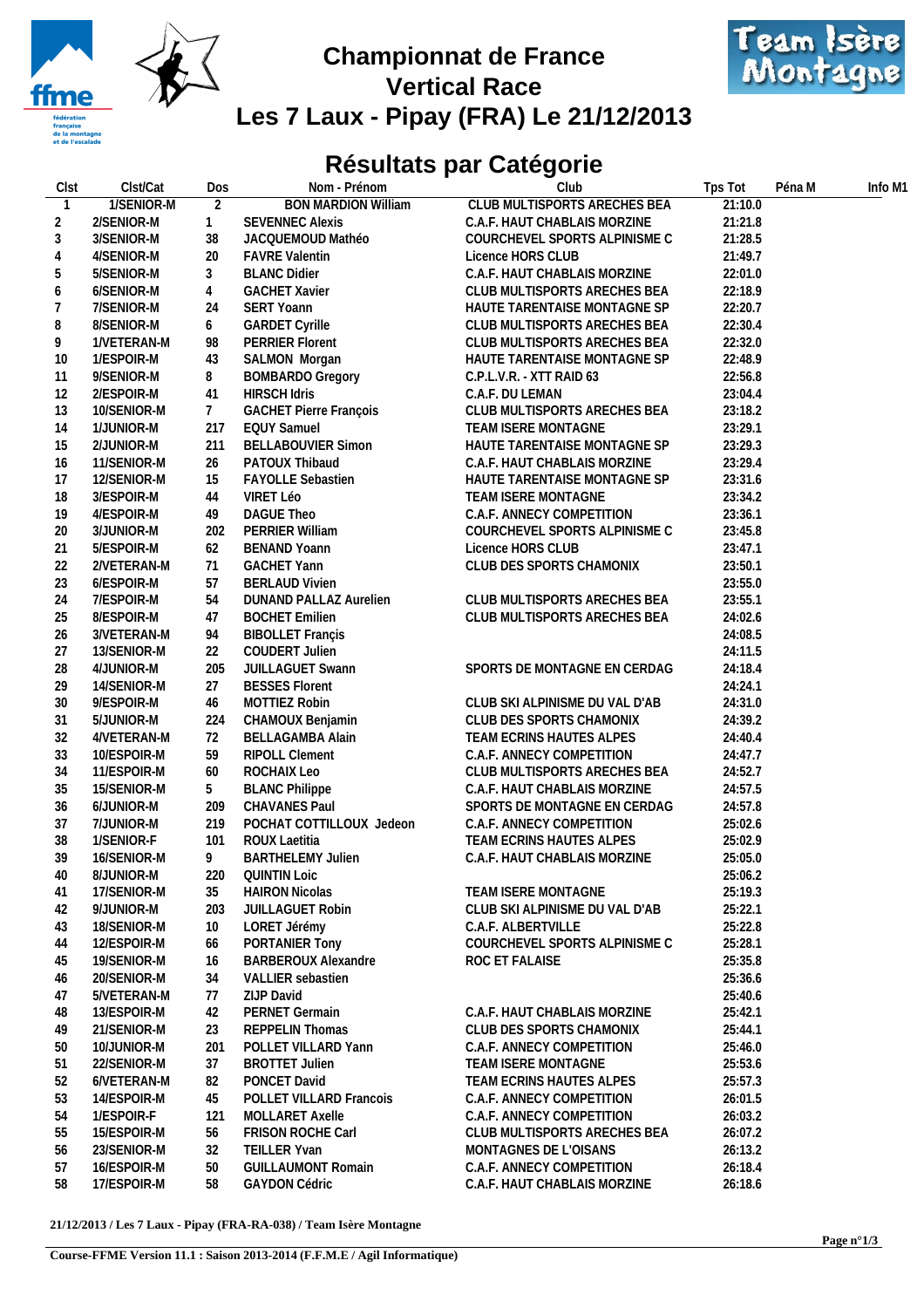# Championnat de France
# Vertical Race
# Les 7 Laux - Pipay (FRA) Le 21/12/2013

## Résultats par Catégorie

| Clst | Clst/Cat | Dos | Nom - Prénom | Club | Tps Tot | Péna M | Info M1 |
|---|---|---|---|---|---|---|---|
| 1 | 1/SENIOR-M | 2 | BON MARDION William | CLUB MULTISPORTS ARECHES BEA | 21:10.0 | | |
| 2 | 2/SENIOR-M | 1 | SEVENNEC Alexis | C.A.F. HAUT CHABLAIS MORZINE | 21:21.8 | | |
| 3 | 3/SENIOR-M | 38 | JACQUEMOUD Mathéo | COURCHEVEL SPORTS ALPINISME C | 21:28.5 | | |
| 4 | 4/SENIOR-M | 20 | FAVRE Valentin | Licence HORS CLUB | 21:49.7 | | |
| 5 | 5/SENIOR-M | 3 | BLANC Didier | C.A.F. HAUT CHABLAIS MORZINE | 22:01.0 | | |
| 6 | 6/SENIOR-M | 4 | GACHET Xavier | CLUB MULTISPORTS ARECHES BEA | 22:18.9 | | |
| 7 | 7/SENIOR-M | 24 | SERT Yoann | HAUTE TARENTAISE MONTAGNE SP | 22:20.7 | | |
| 8 | 8/SENIOR-M | 6 | GARDET Cyrille | CLUB MULTISPORTS ARECHES BEA | 22:30.4 | | |
| 9 | 1/VETERAN-M | 98 | PERRIER Florent | CLUB MULTISPORTS ARECHES BEA | 22:32.0 | | |
| 10 | 1/ESPOIR-M | 43 | SALMON Morgan | HAUTE TARENTAISE MONTAGNE SP | 22:48.9 | | |
| 11 | 9/SENIOR-M | 8 | BOMBARDO Gregory | C.P.L.V.R. - XTT RAID 63 | 22:56.8 | | |
| 12 | 2/ESPOIR-M | 41 | HIRSCH Idris | C.A.F. DU LEMAN | 23:04.4 | | |
| 13 | 10/SENIOR-M | 7 | GACHET Pierre François | CLUB MULTISPORTS ARECHES BEA | 23:18.2 | | |
| 14 | 1/JUNIOR-M | 217 | EQUY Samuel | TEAM ISERE MONTAGNE | 23:29.1 | | |
| 15 | 2/JUNIOR-M | 211 | BELLABOUVIER Simon | HAUTE TARENTAISE MONTAGNE SP | 23:29.3 | | |
| 16 | 11/SENIOR-M | 26 | PATOUX Thibaud | C.A.F. HAUT CHABLAIS MORZINE | 23:29.4 | | |
| 17 | 12/SENIOR-M | 15 | FAYOLLE Sebastien | HAUTE TARENTAISE MONTAGNE SP | 23:31.6 | | |
| 18 | 3/ESPOIR-M | 44 | VIRET Léo | TEAM ISERE MONTAGNE | 23:34.2 | | |
| 19 | 4/ESPOIR-M | 49 | DAGUE Theo | C.A.F. ANNECY COMPETITION | 23:36.1 | | |
| 20 | 3/JUNIOR-M | 202 | PERRIER William | COURCHEVEL SPORTS ALPINISME C | 23:45.8 | | |
| 21 | 5/ESPOIR-M | 62 | BENAND Yoann | Licence HORS CLUB | 23:47.1 | | |
| 22 | 2/VETERAN-M | 71 | GACHET Yann | CLUB DES SPORTS CHAMONIX | 23:50.1 | | |
| 23 | 6/ESPOIR-M | 57 | BERLAUD Vivien | | 23:55.0 | | |
| 24 | 7/ESPOIR-M | 54 | DUNAND PALLAZ Aurelien | CLUB MULTISPORTS ARECHES BEA | 23:55.1 | | |
| 25 | 8/ESPOIR-M | 47 | BOCHET Emilien | CLUB MULTISPORTS ARECHES BEA | 24:02.6 | | |
| 26 | 3/VETERAN-M | 94 | BIBOLLET Françis | | 24:08.5 | | |
| 27 | 13/SENIOR-M | 22 | COUDERT Julien | | 24:11.5 | | |
| 28 | 4/JUNIOR-M | 205 | JUILLAGUET Swann | SPORTS DE MONTAGNE EN CERDAG | 24:18.4 | | |
| 29 | 14/SENIOR-M | 27 | BESSES Florent | | 24:24.1 | | |
| 30 | 9/ESPOIR-M | 46 | MOTTIEZ Robin | CLUB SKI ALPINISME DU VAL D'AB | 24:31.0 | | |
| 31 | 5/JUNIOR-M | 224 | CHAMOUX Benjamin | CLUB DES SPORTS CHAMONIX | 24:39.2 | | |
| 32 | 4/VETERAN-M | 72 | BELLAGAMBA Alain | TEAM ECRINS HAUTES ALPES | 24:40.4 | | |
| 33 | 10/ESPOIR-M | 59 | RIPOLL Clement | C.A.F. ANNECY COMPETITION | 24:47.7 | | |
| 34 | 11/ESPOIR-M | 60 | ROCHAIX Leo | CLUB MULTISPORTS ARECHES BEA | 24:52.7 | | |
| 35 | 15/SENIOR-M | 5 | BLANC Philippe | C.A.F. HAUT CHABLAIS MORZINE | 24:57.5 | | |
| 36 | 6/JUNIOR-M | 209 | CHAVANES Paul | SPORTS DE MONTAGNE EN CERDAG | 24:57.8 | | |
| 37 | 7/JUNIOR-M | 219 | POCHAT COTTILLOUX Jedeon | C.A.F. ANNECY COMPETITION | 25:02.6 | | |
| 38 | 1/SENIOR-F | 101 | ROUX Laetitia | TEAM ECRINS HAUTES ALPES | 25:02.9 | | |
| 39 | 16/SENIOR-M | 9 | BARTHELEMY Julien | C.A.F. HAUT CHABLAIS MORZINE | 25:05.0 | | |
| 40 | 8/JUNIOR-M | 220 | QUINTIN Loic | | 25:06.2 | | |
| 41 | 17/SENIOR-M | 35 | HAIRON Nicolas | TEAM ISERE MONTAGNE | 25:19.3 | | |
| 42 | 9/JUNIOR-M | 203 | JUILLAGUET Robin | CLUB SKI ALPINISME DU VAL D'AB | 25:22.1 | | |
| 43 | 18/SENIOR-M | 10 | LORET Jérémy | C.A.F. ALBERTVILLE | 25:22.8 | | |
| 44 | 12/ESPOIR-M | 66 | PORTANIER Tony | COURCHEVEL SPORTS ALPINISME C | 25:28.1 | | |
| 45 | 19/SENIOR-M | 16 | BARBEROUX Alexandre | ROC ET FALAISE | 25:35.8 | | |
| 46 | 20/SENIOR-M | 34 | VALLIER sebastien | | 25:36.6 | | |
| 47 | 5/VETERAN-M | 77 | ZIJP David | | 25:40.6 | | |
| 48 | 13/ESPOIR-M | 42 | PERNET Germain | C.A.F. HAUT CHABLAIS MORZINE | 25:42.1 | | |
| 49 | 21/SENIOR-M | 23 | REPPELIN Thomas | CLUB DES SPORTS CHAMONIX | 25:44.1 | | |
| 50 | 10/JUNIOR-M | 201 | POLLET VILLARD Yann | C.A.F. ANNECY COMPETITION | 25:46.0 | | |
| 51 | 22/SENIOR-M | 37 | BROTTET Julien | TEAM ISERE MONTAGNE | 25:53.6 | | |
| 52 | 6/VETERAN-M | 82 | PONCET David | TEAM ECRINS HAUTES ALPES | 25:57.3 | | |
| 53 | 14/ESPOIR-M | 45 | POLLET VILLARD Francois | C.A.F. ANNECY COMPETITION | 26:01.5 | | |
| 54 | 1/ESPOIR-F | 121 | MOLLARET Axelle | C.A.F. ANNECY COMPETITION | 26:03.2 | | |
| 55 | 15/ESPOIR-M | 56 | FRISON ROCHE Carl | CLUB MULTISPORTS ARECHES BEA | 26:07.2 | | |
| 56 | 23/SENIOR-M | 32 | TEILLER Yvan | MONTAGNES DE L'OISANS | 26:13.2 | | |
| 57 | 16/ESPOIR-M | 50 | GUILLAUMONT Romain | C.A.F. ANNECY COMPETITION | 26:18.4 | | |
| 58 | 17/ESPOIR-M | 58 | GAYDON Cédric | C.A.F. HAUT CHABLAIS MORZINE | 26:18.6 | | |

21/12/2013 / Les 7 Laux - Pipay (FRA-RA-038) / Team Isère Montagne

Course-FFME Version 11.1 : Saison 2013-2014 (F.F.M.E / Agil Informatique)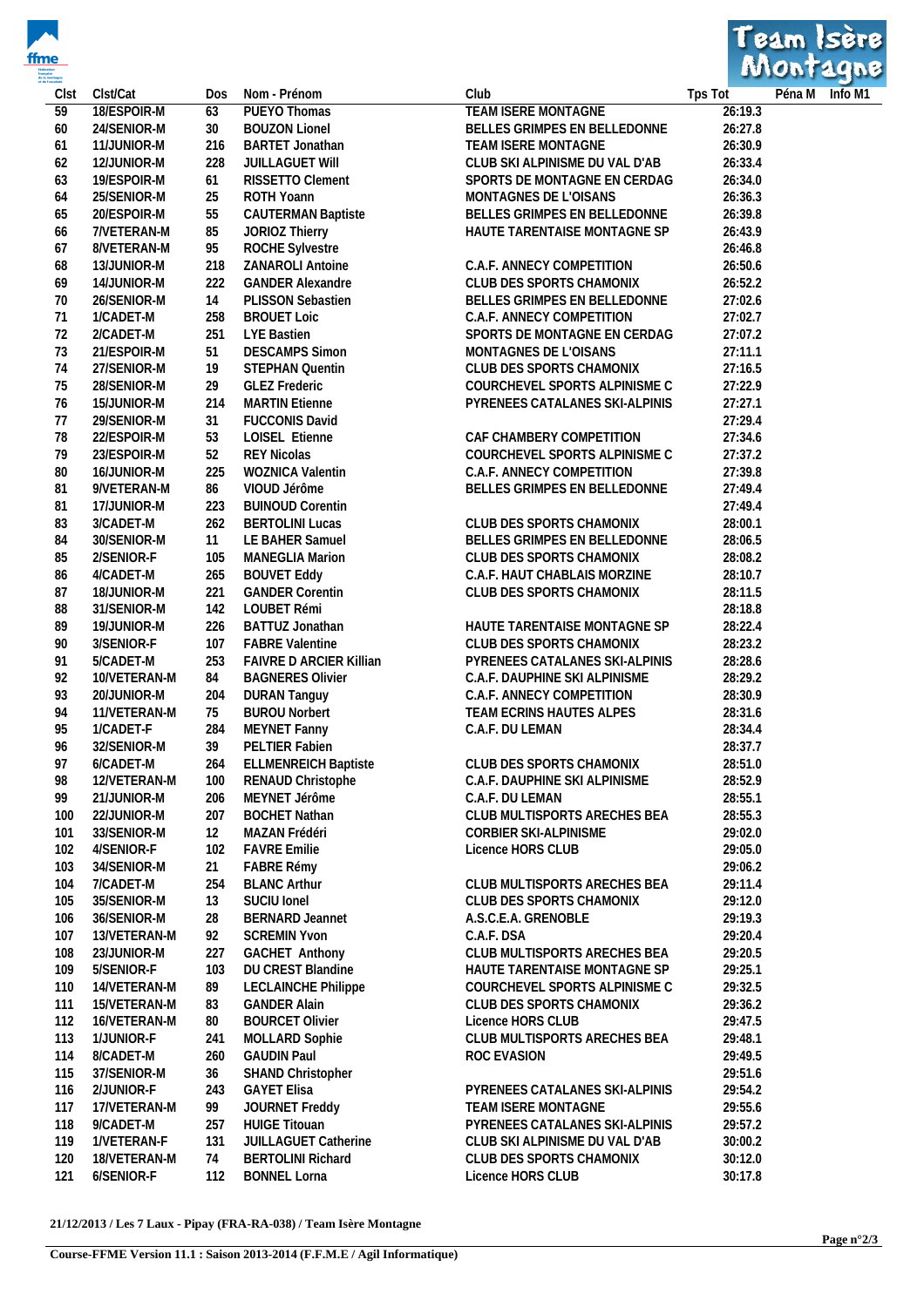| Clst | Clst/Cat | Dos | Nom - Prénom | Club | Tps Tot | Péna M | Info M1 |
|---|---|---|---|---|---|---|---|
| 59 | 18/ESPOIR-M | 63 | PUEYO Thomas | TEAM ISERE MONTAGNE | 26:19.3 | | |
| 60 | 24/SENIOR-M | 30 | BOUZON Lionel | BELLES GRIMPES EN BELLEDONNE | 26:27.8 | | |
| 61 | 11/JUNIOR-M | 216 | BARTET Jonathan | TEAM ISERE MONTAGNE | 26:30.9 | | |
| 62 | 12/JUNIOR-M | 228 | JUILLAGUET Will | CLUB SKI ALPINISME DU VAL D'AB | 26:33.4 | | |
| 63 | 19/ESPOIR-M | 61 | RISSETTO Clement | SPORTS DE MONTAGNE EN CERDAG | 26:34.0 | | |
| 64 | 25/SENIOR-M | 25 | ROTH Yoann | MONTAGNES DE L'OISANS | 26:36.3 | | |
| 65 | 20/ESPOIR-M | 55 | CAUTERMAN Baptiste | BELLES GRIMPES EN BELLEDONNE | 26:39.8 | | |
| 66 | 7/VETERAN-M | 85 | JORIOZ Thierry | HAUTE TARENTAISE MONTAGNE SP | 26:43.9 | | |
| 67 | 8/VETERAN-M | 95 | ROCHE Sylvestre | | 26:46.8 | | |
| 68 | 13/JUNIOR-M | 218 | ZANAROLI Antoine | C.A.F. ANNECY COMPETITION | 26:50.6 | | |
| 69 | 14/JUNIOR-M | 222 | GANDER Alexandre | CLUB DES SPORTS CHAMONIX | 26:52.2 | | |
| 70 | 26/SENIOR-M | 14 | PLISSON Sebastien | BELLES GRIMPES EN BELLEDONNE | 27:02.6 | | |
| 71 | 1/CADET-M | 258 | BROUET Loic | C.A.F. ANNECY COMPETITION | 27:02.7 | | |
| 72 | 2/CADET-M | 251 | LYE Bastien | SPORTS DE MONTAGNE EN CERDAG | 27:07.2 | | |
| 73 | 21/ESPOIR-M | 51 | DESCAMPS Simon | MONTAGNES DE L'OISANS | 27:11.1 | | |
| 74 | 27/SENIOR-M | 19 | STEPHAN Quentin | CLUB DES SPORTS CHAMONIX | 27:16.5 | | |
| 75 | 28/SENIOR-M | 29 | GLEZ Frederic | COURCHEVEL SPORTS ALPINISME C | 27:22.9 | | |
| 76 | 15/JUNIOR-M | 214 | MARTIN Etienne | PYRENEES CATALANES SKI-ALPINIS | 27:27.1 | | |
| 77 | 29/SENIOR-M | 31 | FUCCONIS David | | 27:29.4 | | |
| 78 | 22/ESPOIR-M | 53 | LOISEL Etienne | CAF CHAMBERY COMPETITION | 27:34.6 | | |
| 79 | 23/ESPOIR-M | 52 | REY Nicolas | COURCHEVEL SPORTS ALPINISME C | 27:37.2 | | |
| 80 | 16/JUNIOR-M | 225 | WOZNICA Valentin | C.A.F. ANNECY COMPETITION | 27:39.8 | | |
| 81 | 9/VETERAN-M | 86 | VIOUD Jérôme | BELLES GRIMPES EN BELLEDONNE | 27:49.4 | | |
| 81 | 17/JUNIOR-M | 223 | BUINOUD Corentin | | 27:49.4 | | |
| 83 | 3/CADET-M | 262 | BERTOLINI Lucas | CLUB DES SPORTS CHAMONIX | 28:00.1 | | |
| 84 | 30/SENIOR-M | 11 | LE BAHER Samuel | BELLES GRIMPES EN BELLEDONNE | 28:06.5 | | |
| 85 | 2/SENIOR-F | 105 | MANEGLIA Marion | CLUB DES SPORTS CHAMONIX | 28:08.2 | | |
| 86 | 4/CADET-M | 265 | BOUVET Eddy | C.A.F. HAUT CHABLAIS MORZINE | 28:10.7 | | |
| 87 | 18/JUNIOR-M | 221 | GANDER Corentin | CLUB DES SPORTS CHAMONIX | 28:11.5 | | |
| 88 | 31/SENIOR-M | 142 | LOUBET Rémi | | 28:18.8 | | |
| 89 | 19/JUNIOR-M | 226 | BATTUZ Jonathan | HAUTE TARENTAISE MONTAGNE SP | 28:22.4 | | |
| 90 | 3/SENIOR-F | 107 | FABRE Valentine | CLUB DES SPORTS CHAMONIX | 28:23.2 | | |
| 91 | 5/CADET-M | 253 | FAIVRE D ARCIER Killian | PYRENEES CATALANES SKI-ALPINIS | 28:28.6 | | |
| 92 | 10/VETERAN-M | 84 | BAGNERES Olivier | C.A.F. DAUPHINE SKI ALPINISME | 28:29.2 | | |
| 93 | 20/JUNIOR-M | 204 | DURAN Tanguy | C.A.F. ANNECY COMPETITION | 28:30.9 | | |
| 94 | 11/VETERAN-M | 75 | BUROU Norbert | TEAM ECRINS HAUTES ALPES | 28:31.6 | | |
| 95 | 1/CADET-F | 284 | MEYNET Fanny | C.A.F. DU LEMAN | 28:34.4 | | |
| 96 | 32/SENIOR-M | 39 | PELTIER Fabien | | 28:37.7 | | |
| 97 | 6/CADET-M | 264 | ELLMENREICH Baptiste | CLUB DES SPORTS CHAMONIX | 28:51.0 | | |
| 98 | 12/VETERAN-M | 100 | RENAUD Christophe | C.A.F. DAUPHINE SKI ALPINISME | 28:52.9 | | |
| 99 | 21/JUNIOR-M | 206 | MEYNET Jérôme | C.A.F. DU LEMAN | 28:55.1 | | |
| 100 | 22/JUNIOR-M | 207 | BOCHET Nathan | CLUB MULTISPORTS ARECHES BEA | 28:55.3 | | |
| 101 | 33/SENIOR-M | 12 | MAZAN Frédéri | CORBIER SKI-ALPINISME | 29:02.0 | | |
| 102 | 4/SENIOR-F | 102 | FAVRE Emilie | Licence HORS CLUB | 29:05.0 | | |
| 103 | 34/SENIOR-M | 21 | FABRE Rémy | | 29:06.2 | | |
| 104 | 7/CADET-M | 254 | BLANC Arthur | CLUB MULTISPORTS ARECHES BEA | 29:11.4 | | |
| 105 | 35/SENIOR-M | 13 | SUCIU Ionel | CLUB DES SPORTS CHAMONIX | 29:12.0 | | |
| 106 | 36/SENIOR-M | 28 | BERNARD Jeannet | A.S.C.E.A. GRENOBLE | 29:19.3 | | |
| 107 | 13/VETERAN-M | 92 | SCREMIN Yvon | C.A.F. DSA | 29:20.4 | | |
| 108 | 23/JUNIOR-M | 227 | GACHET Anthony | CLUB MULTISPORTS ARECHES BEA | 29:20.5 | | |
| 109 | 5/SENIOR-F | 103 | DU CREST Blandine | HAUTE TARENTAISE MONTAGNE SP | 29:25.1 | | |
| 110 | 14/VETERAN-M | 89 | LECLAINCHE Philippe | COURCHEVEL SPORTS ALPINISME C | 29:32.5 | | |
| 111 | 15/VETERAN-M | 83 | GANDER Alain | CLUB DES SPORTS CHAMONIX | 29:36.2 | | |
| 112 | 16/VETERAN-M | 80 | BOURCET Olivier | Licence HORS CLUB | 29:47.5 | | |
| 113 | 1/JUNIOR-F | 241 | MOLLARD Sophie | CLUB MULTISPORTS ARECHES BEA | 29:48.1 | | |
| 114 | 8/CADET-M | 260 | GAUDIN Paul | ROC EVASION | 29:49.5 | | |
| 115 | 37/SENIOR-M | 36 | SHAND Christopher | | 29:51.6 | | |
| 116 | 2/JUNIOR-F | 243 | GAYET Elisa | PYRENEES CATALANES SKI-ALPINIS | 29:54.2 | | |
| 117 | 17/VETERAN-M | 99 | JOURNET Freddy | TEAM ISERE MONTAGNE | 29:55.6 | | |
| 118 | 9/CADET-M | 257 | HUIGE Titouan | PYRENEES CATALANES SKI-ALPINIS | 29:57.2 | | |
| 119 | 1/VETERAN-F | 131 | JUILLAGUET Catherine | CLUB SKI ALPINISME DU VAL D'AB | 30:00.2 | | |
| 120 | 18/VETERAN-M | 74 | BERTOLINI Richard | CLUB DES SPORTS CHAMONIX | 30:12.0 | | |
| 121 | 6/SENIOR-F | 112 | BONNEL Lorna | Licence HORS CLUB | 30:17.8 | | |

**21/12/2013 / Les 7 Laux - Pipay (FRA-RA-038) / Team Isère Montagne**

**Course-FFME Version 11.1 : Saison 2013-2014 (F.F.M.E / Agil Informatique)**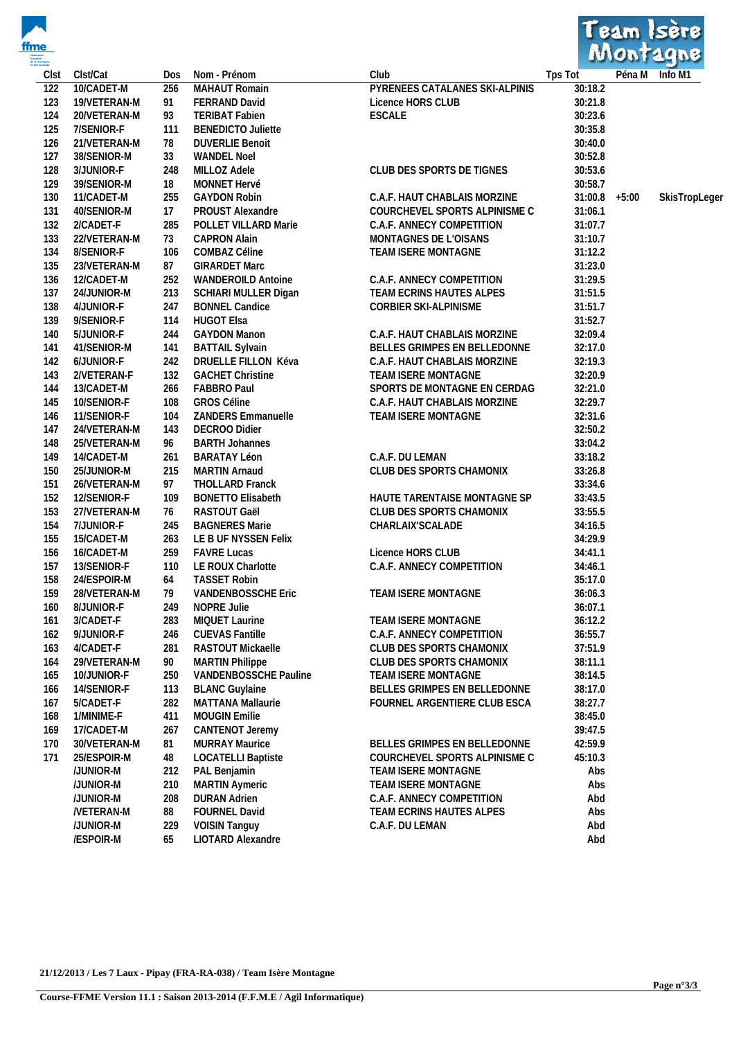| Clst | Clst/Cat | Dos | Nom - Prénom | Club | Tps Tot | Péna M | Info M1 |
|---|---|---|---|---|---|---|---|
| 122 | 10/CADET-M | 256 | MAHAUT Romain | PYRENEES CATALANES SKI-ALPINIS | 30:18.2 | | |
| 123 | 19/VETERAN-M | 91 | FERRAND David | Licence HORS CLUB | 30:21.8 | | |
| 124 | 20/VETERAN-M | 93 | TERIBAT Fabien | ESCALE | 30:23.6 | | |
| 125 | 7/SENIOR-F | 111 | BENEDICTO Juliette | | 30:35.8 | | |
| 126 | 21/VETERAN-M | 78 | DUVERLIE Benoit | | 30:40.0 | | |
| 127 | 38/SENIOR-M | 33 | WANDEL Noel | | 30:52.8 | | |
| 128 | 3/JUNIOR-F | 248 | MILLOZ Adele | CLUB DES SPORTS DE TIGNES | 30:53.6 | | |
| 129 | 39/SENIOR-M | 18 | MONNET Hervé | | 30:58.7 | | |
| 130 | 11/CADET-M | 255 | GAYDON Robin | C.A.F. HAUT CHABLAIS MORZINE | 31:00.8 | +5:00 | SkisTropLeger |
| 131 | 40/SENIOR-M | 17 | PROUST Alexandre | COURCHEVEL SPORTS ALPINISME C | 31:06.1 | | |
| 132 | 2/CADET-F | 285 | POLLET VILLARD Marie | C.A.F. ANNECY COMPETITION | 31:07.7 | | |
| 133 | 22/VETERAN-M | 73 | CAPRON Alain | MONTAGNES DE L'OISANS | 31:10.7 | | |
| 134 | 8/SENIOR-F | 106 | COMBAZ Céline | TEAM ISERE MONTAGNE | 31:12.2 | | |
| 135 | 23/VETERAN-M | 87 | GIRARDET Marc | | 31:23.0 | | |
| 136 | 12/CADET-M | 252 | WANDEROILD Antoine | C.A.F. ANNECY COMPETITION | 31:29.5 | | |
| 137 | 24/JUNIOR-M | 213 | SCHIARI MULLER Digan | TEAM ECRINS HAUTES ALPES | 31:51.5 | | |
| 138 | 4/JUNIOR-F | 247 | BONNEL Candice | CORBIER SKI-ALPINISME | 31:51.7 | | |
| 139 | 9/SENIOR-F | 114 | HUGOT Elsa | | 31:52.7 | | |
| 140 | 5/JUNIOR-F | 244 | GAYDON Manon | C.A.F. HAUT CHABLAIS MORZINE | 32:09.4 | | |
| 141 | 41/SENIOR-M | 141 | BATTAIL Sylvain | BELLES GRIMPES EN BELLEDONNE | 32:17.0 | | |
| 142 | 6/JUNIOR-F | 242 | DRUELLE FILLON Kéva | C.A.F. HAUT CHABLAIS MORZINE | 32:19.3 | | |
| 143 | 2/VETERAN-F | 132 | GACHET Christine | TEAM ISERE MONTAGNE | 32:20.9 | | |
| 144 | 13/CADET-M | 266 | FABBRO Paul | SPORTS DE MONTAGNE EN CERDAG | 32:21.0 | | |
| 145 | 10/SENIOR-F | 108 | GROS Céline | C.A.F. HAUT CHABLAIS MORZINE | 32:29.7 | | |
| 146 | 11/SENIOR-F | 104 | ZANDERS Emmanuelle | TEAM ISERE MONTAGNE | 32:31.6 | | |
| 147 | 24/VETERAN-M | 143 | DECROO Didier | | 32:50.2 | | |
| 148 | 25/VETERAN-M | 96 | BARTH Johannes | | 33:04.2 | | |
| 149 | 14/CADET-M | 261 | BARATAY Léon | C.A.F. DU LEMAN | 33:18.2 | | |
| 150 | 25/JUNIOR-M | 215 | MARTIN Arnaud | CLUB DES SPORTS CHAMONIX | 33:26.8 | | |
| 151 | 26/VETERAN-M | 97 | THOLLARD Franck | | 33:34.6 | | |
| 152 | 12/SENIOR-F | 109 | BONETTO Elisabeth | HAUTE TARENTAISE MONTAGNE SP | 33:43.5 | | |
| 153 | 27/VETERAN-M | 76 | RASTOUT Gaël | CLUB DES SPORTS CHAMONIX | 33:55.5 | | |
| 154 | 7/JUNIOR-F | 245 | BAGNERES Marie | CHARLAIX'SCALADE | 34:16.5 | | |
| 155 | 15/CADET-M | 263 | LE B UF NYSSEN Felix | | 34:29.9 | | |
| 156 | 16/CADET-M | 259 | FAVRE Lucas | Licence HORS CLUB | 34:41.1 | | |
| 157 | 13/SENIOR-F | 110 | LE ROUX Charlotte | C.A.F. ANNECY COMPETITION | 34:46.1 | | |
| 158 | 24/ESPOIR-M | 64 | TASSET Robin | | 35:17.0 | | |
| 159 | 28/VETERAN-M | 79 | VANDENBOSSCHE Eric | TEAM ISERE MONTAGNE | 36:06.3 | | |
| 160 | 8/JUNIOR-F | 249 | NOPRE Julie | | 36:07.1 | | |
| 161 | 3/CADET-F | 283 | MIQUET Laurine | TEAM ISERE MONTAGNE | 36:12.2 | | |
| 162 | 9/JUNIOR-F | 246 | CUEVAS Fantille | C.A.F. ANNECY COMPETITION | 36:55.7 | | |
| 163 | 4/CADET-F | 281 | RASTOUT Mickaelle | CLUB DES SPORTS CHAMONIX | 37:51.9 | | |
| 164 | 29/VETERAN-M | 90 | MARTIN Philippe | CLUB DES SPORTS CHAMONIX | 38:11.1 | | |
| 165 | 10/JUNIOR-F | 250 | VANDENBOSSCHE Pauline | TEAM ISERE MONTAGNE | 38:14.5 | | |
| 166 | 14/SENIOR-F | 113 | BLANC Guylaine | BELLES GRIMPES EN BELLEDONNE | 38:17.0 | | |
| 167 | 5/CADET-F | 282 | MATTANA Mallaurie | FOURNEL ARGENTIERE CLUB ESCA | 38:27.7 | | |
| 168 | 1/MINIME-F | 411 | MOUGIN Emilie | | 38:45.0 | | |
| 169 | 17/CADET-M | 267 | CANTENOT Jeremy | | 39:47.5 | | |
| 170 | 30/VETERAN-M | 81 | MURRAY Maurice | BELLES GRIMPES EN BELLEDONNE | 42:59.9 | | |
| 171 | 25/ESPOIR-M | 48 | LOCATELLI Baptiste | COURCHEVEL SPORTS ALPINISME C | 45:10.3 | | |
| | /JUNIOR-M | 212 | PAL Benjamin | TEAM ISERE MONTAGNE | Abs | | |
| | /JUNIOR-M | 210 | MARTIN Aymeric | TEAM ISERE MONTAGNE | Abs | | |
| | /JUNIOR-M | 208 | DURAN Adrien | C.A.F. ANNECY COMPETITION | Abd | | |
| | /VETERAN-M | 88 | FOURNEL David | TEAM ECRINS HAUTES ALPES | Abs | | |
| | /JUNIOR-M | 229 | VOISIN Tanguy | C.A.F. DU LEMAN | Abd | | |
| | /ESPOIR-M | 65 | LIOTARD Alexandre | | Abd | | |

**21/12/2013 / Les 7 Laux - Pipay (FRA-RA-038) / Team Isère Montagne**

**Course-FFME Version 11.1 : Saison 2013-2014 (F.F.M.E / Agil Informatique)**